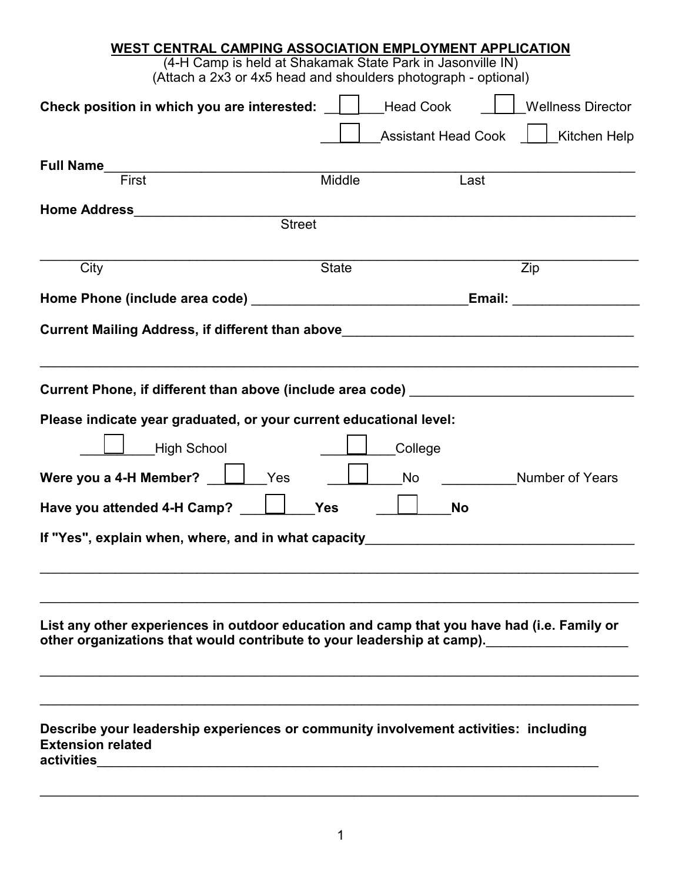# WEST CENTRAL CAMPING ASSOCIATION EMPLOYMENT APPLICATION

(4-H Camp is held at Shakamak State Park in Jasonville IN)
(Attach a 2x3 or 4x5 head and shoulders photograph - optional)

**Check position in which you are interested:** ☐ Head Cook ☐ Wellness Director
☐ Assistant Head Cook ☐ Kitchen Help

**Full Name**______________________________________________________________
First Middle Last

**Home Address**____________________________________________________________
Street

___________________________________________________________________________
City State Zip

**Home Phone (include area code)** ______________________________ **Email:** _________________

**Current Mailing Address, if different than above**________________________________________

___________________________________________________________________________

**Current Phone, if different than above (include area code)** ______________________________

**Please indicate year graduated, or your current educational level:**

☐ High School ☐ College

**Were you a 4-H Member?** ☐ Yes ☐ No __________Number of Years

**Have you attended 4-H Camp?** ☐ **Yes** ☐ **No**

**If "Yes", explain when, where, and in what capacity**_____________________________________

___________________________________________________________________________

___________________________________________________________________________

**List any other experiences in outdoor education and camp that you have had (i.e. Family or other organizations that would contribute to your leadership at camp).**____________________

___________________________________________________________________________

___________________________________________________________________________

**Describe your leadership experiences or community involvement activities: including Extension related activities**__________________________________________________________

___________________________________________________________________________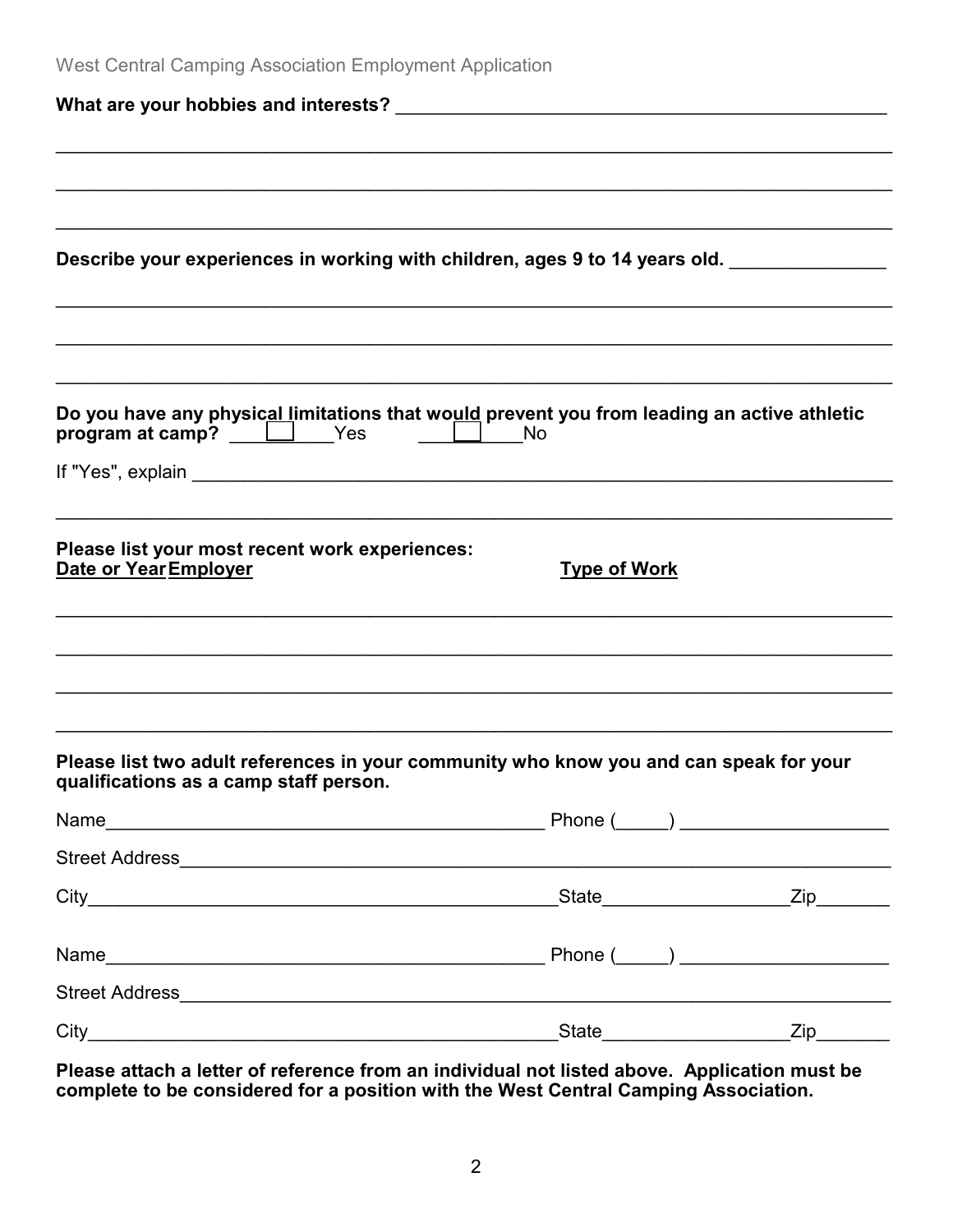**What are your hobbies and interests?** ______________________________________________

_____________________________________________________________________________

_____________________________________________________________________________

_____________________________________________________________________________

**Describe your experiences in working with children, ages 9 to 14 years old.** _______________

_____________________________________________________________________________

_____________________________________________________________________________

_____________________________________________________________________________

**Do you have any physical limitations that would prevent you from leading an active athletic program at camp?** ☐ Yes ☐ No

If "Yes", explain ______________________________________________________________

_____________________________________________________________________________

**Please list your most recent work experiences:**

| Date or Year | Employer | Type of Work |
|---|---|---|
| | | |
| | | |
| | | |
| | | |

**Please list two adult references in your community who know you and can speak for your qualifications as a camp staff person.**

Name__________________________________________ Phone (_____) ____________________

Street Address__________________________________________________________________

City_____________________________________________State__________________Zip_______

Name__________________________________________ Phone (_____) ____________________

Street Address__________________________________________________________________

City_____________________________________________State__________________Zip_______

**Please attach a letter of reference from an individual not listed above. Application must be complete to be considered for a position with the West Central Camping Association.**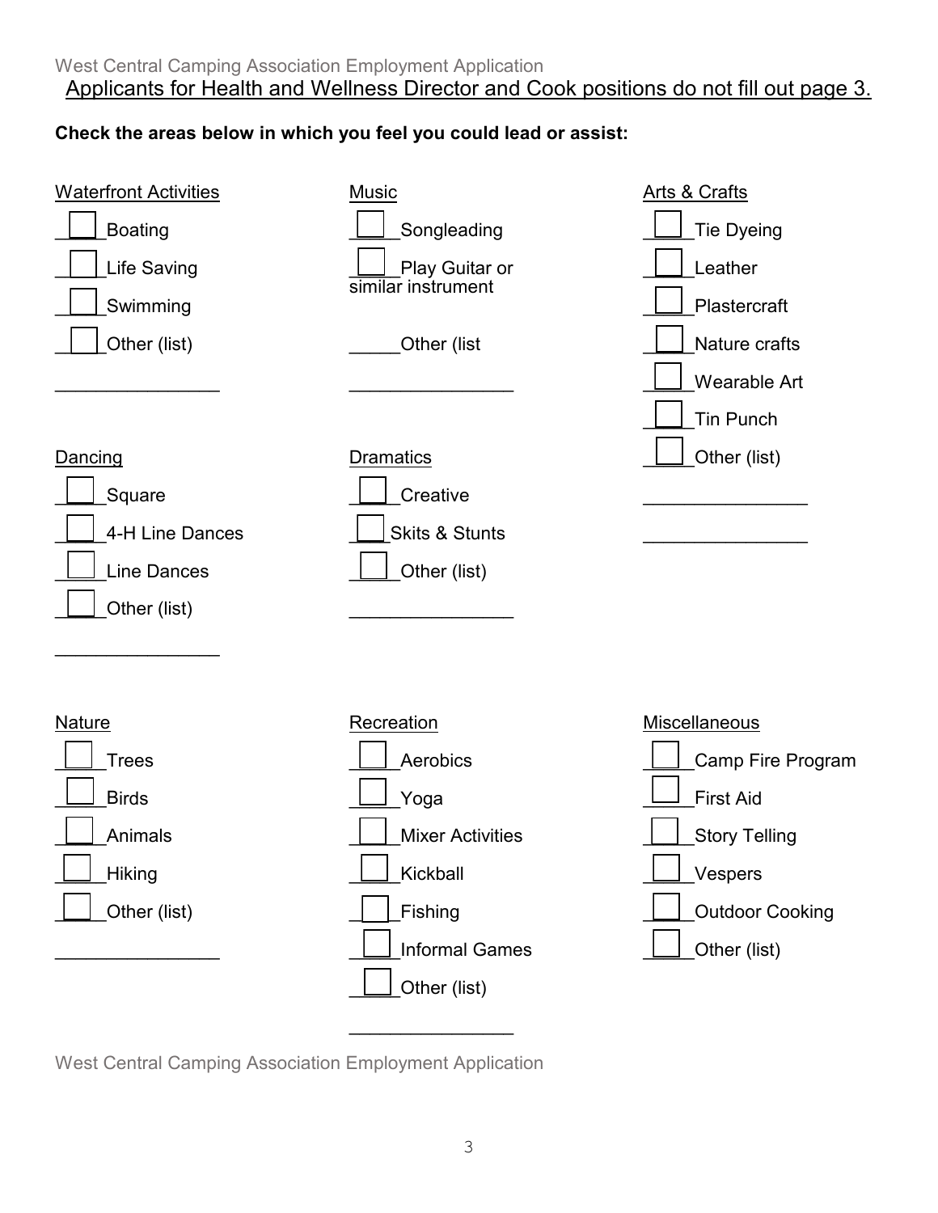Applicants for Health and Wellness Director and Cook positions do not fill out page 3.

**Check the areas below in which you feel you could lead or assist:**

Waterfront Activities

- [ ] Boating
- [ ] Life Saving
- [ ] Swimming
- [ ] Other (list)

________________

Music

- [ ] Songleading
- [ ] Play Guitar or similar instrument

_____Other (list

________________

Arts & Crafts

- [ ] Tie Dyeing
- [ ] Leather
- [ ] Plastercraft
- [ ] Nature crafts
- [ ] Wearable Art
- [ ] Tin Punch
- [ ] Other (list)

________________

________________

Dancing

- [ ] Square
- [ ] 4-H Line Dances
- [ ] Line Dances
- [ ] Other (list)

________________

Dramatics

- [ ] Creative
- [ ] Skits & Stunts
- [ ] Other (list)

________________

Nature

- [ ] Trees
- [ ] Birds
- [ ] Animals
- [ ] Hiking
- [ ] Other (list)

________________

Recreation

- [ ] Aerobics
- [ ] Yoga
- [ ] Mixer Activities
- [ ] Kickball
- [ ] Fishing
- [ ] Informal Games
- [ ] Other (list)

________________

Miscellaneous

- [ ] Camp Fire Program
- [ ] First Aid
- [ ] Story Telling
- [ ] Vespers
- [ ] Outdoor Cooking
- [ ] Other (list)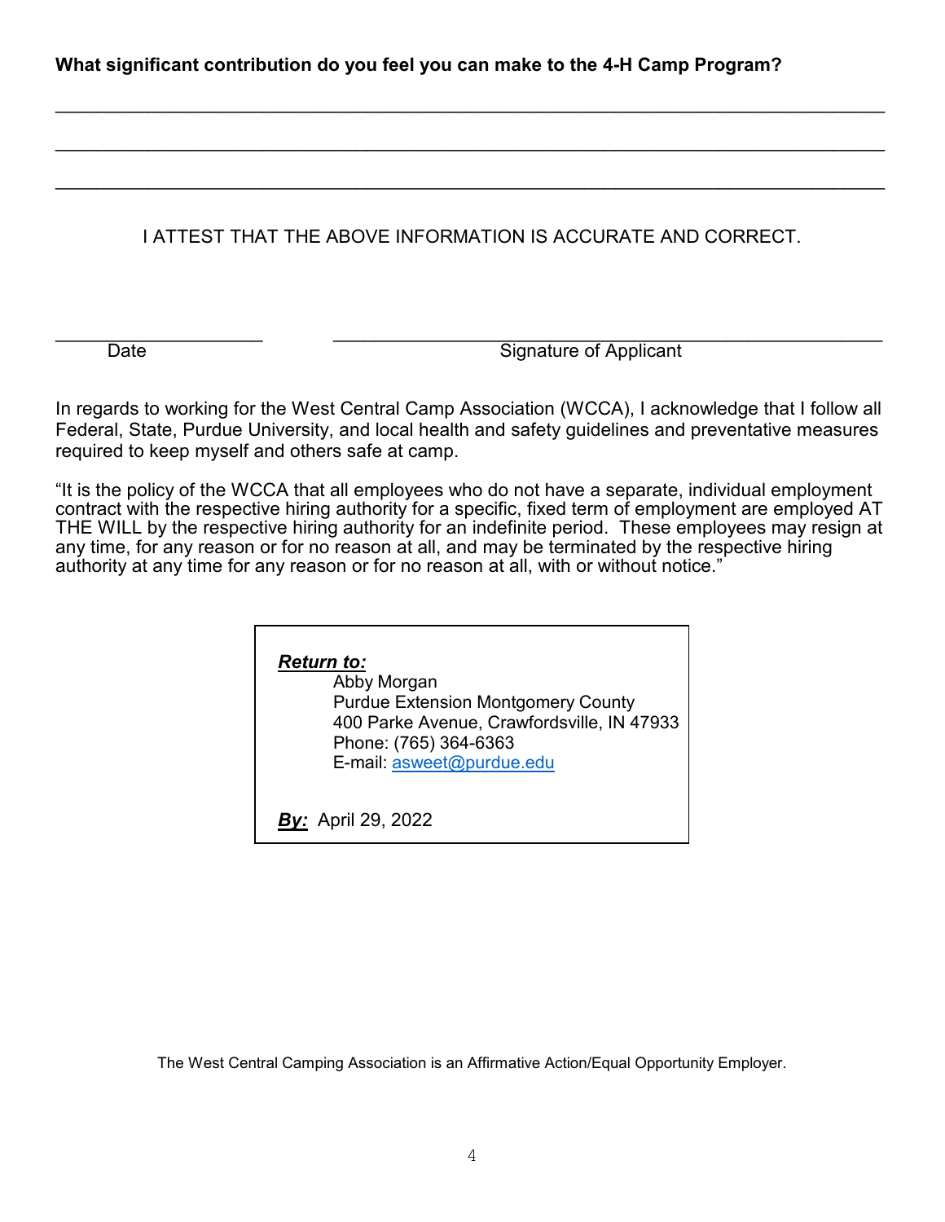**What significant contribution do you feel you can make to the 4-H Camp Program?**

\_\_\_\_\_\_\_\_\_\_\_\_\_\_\_\_\_\_\_\_\_\_\_\_\_\_\_\_\_\_\_\_\_\_\_\_\_\_\_\_\_\_\_\_\_\_\_\_\_\_\_\_\_\_\_\_\_\_\_\_\_\_\_\_\_\_\_\_\_\_\_\_\_\_\_\_

\_\_\_\_\_\_\_\_\_\_\_\_\_\_\_\_\_\_\_\_\_\_\_\_\_\_\_\_\_\_\_\_\_\_\_\_\_\_\_\_\_\_\_\_\_\_\_\_\_\_\_\_\_\_\_\_\_\_\_\_\_\_\_\_\_\_\_\_\_\_\_\_\_\_\_\_

\_\_\_\_\_\_\_\_\_\_\_\_\_\_\_\_\_\_\_\_\_\_\_\_\_\_\_\_\_\_\_\_\_\_\_\_\_\_\_\_\_\_\_\_\_\_\_\_\_\_\_\_\_\_\_\_\_\_\_\_\_\_\_\_\_\_\_\_\_\_\_\_\_\_\_\_

I ATTEST THAT THE ABOVE INFORMATION IS ACCURATE AND CORRECT.

\_\_\_\_\_\_\_\_\_\_\_\_\_\_\_\_\_\_\_\_ \_\_\_\_\_\_\_\_\_\_\_\_\_\_\_\_\_\_\_\_\_\_\_\_\_\_\_\_\_\_\_\_\_\_\_\_\_\_\_\_\_\_\_\_\_\_\_\_\_\_
Date Signature of Applicant

In regards to working for the West Central Camp Association (WCCA), I acknowledge that I follow all Federal, State, Purdue University, and local health and safety guidelines and preventative measures required to keep myself and others safe at camp.

"It is the policy of the WCCA that all employees who do not have a separate, individual employment contract with the respective hiring authority for a specific, fixed term of employment are employed AT THE WILL by the respective hiring authority for an indefinite period. These employees may resign at any time, for any reason or for no reason at all, and may be terminated by the respective hiring authority at any time for any reason or for no reason at all, with or without notice."

***Return to:***
Abby Morgan
Purdue Extension Montgomery County
400 Parke Avenue, Crawfordsville, IN 47933
Phone: (765) 364-6363
E-mail: asweet@purdue.edu

***By:*** April 29, 2022

The West Central Camping Association is an Affirmative Action/Equal Opportunity Employer.